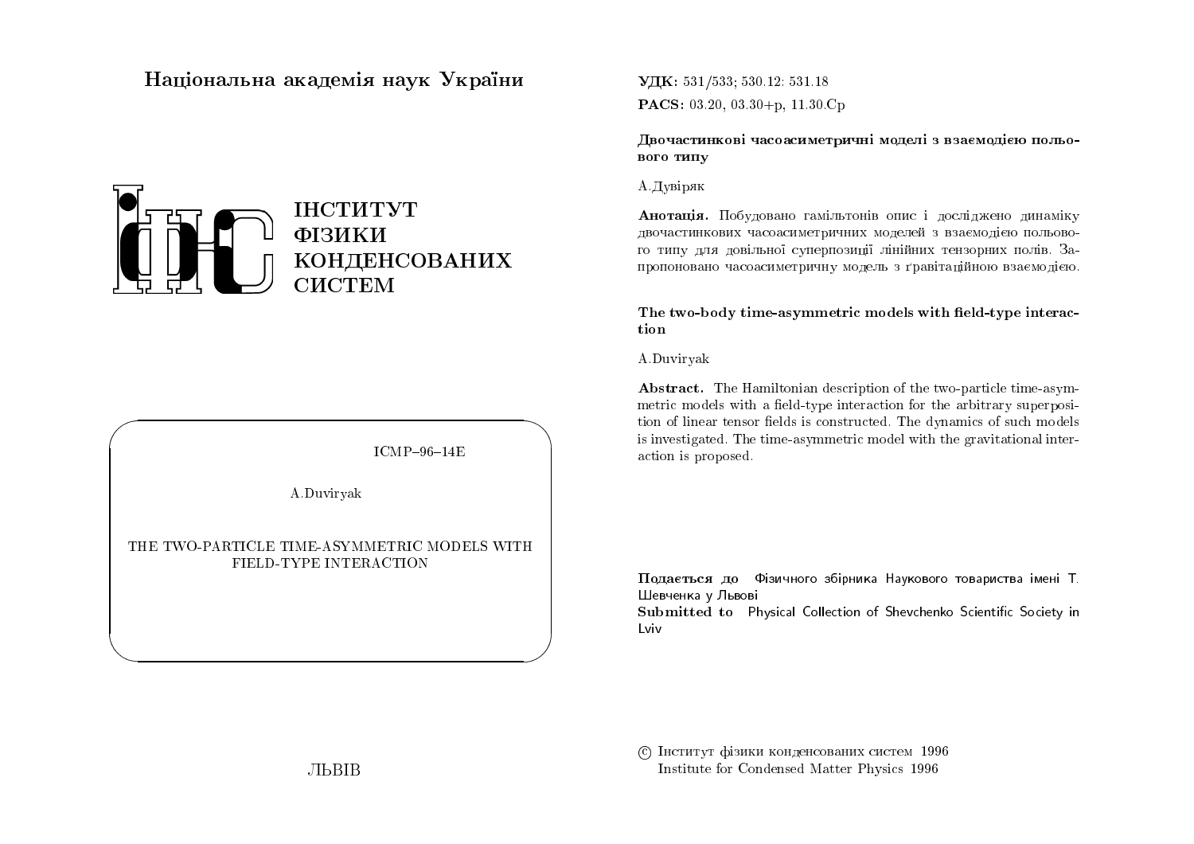Національна академія наук України

ІНСТИТУТ
ФІЗИКИ
КОНДЕНСОВАНИХ
СИСТЕМ

ICMP–96–14E

A.Duviryak

THE TWO-PARTICLE TIME-ASYMMETRIC MODELS WITH FIELD-TYPE INTERACTION

ЛЬВІВ

**УДК:** 531/533; 530.12: 531.18

**PACS:** 03.20, 03.30+p, 11.30.Cp

**Двочастинкові часоасиметричні моделі з взаємодією польового типу**

А.Дувіряк

**Анотація.** Побудовано гамільтонів опис і досліджено динаміку двочастинкових часоасиметричних моделей з взаємодією польового типу для довільної суперпозиції лінійних тензорних полів. Запропоновано часоасиметричну модель з ґравітаційною взаємодією.

**The two-body time-asymmetric models with field-type interaction**

A.Duviryak

**Abstract.** The Hamiltonian description of the two-particle time-asymmetric models with a field-type interaction for the arbitrary superposition of linear tensor fields is constructed. The dynamics of such models is investigated. The time-asymmetric model with the gravitational interaction is proposed.

**Подається до** Фізичного збірника Наукового товариства імені Т. Шевченка у Львові

**Submitted to** Physical Collection of Shevchenko Scientific Society in Lviv

© Інститут фізики конденсованих систем 1996
Institute for Condensed Matter Physics 1996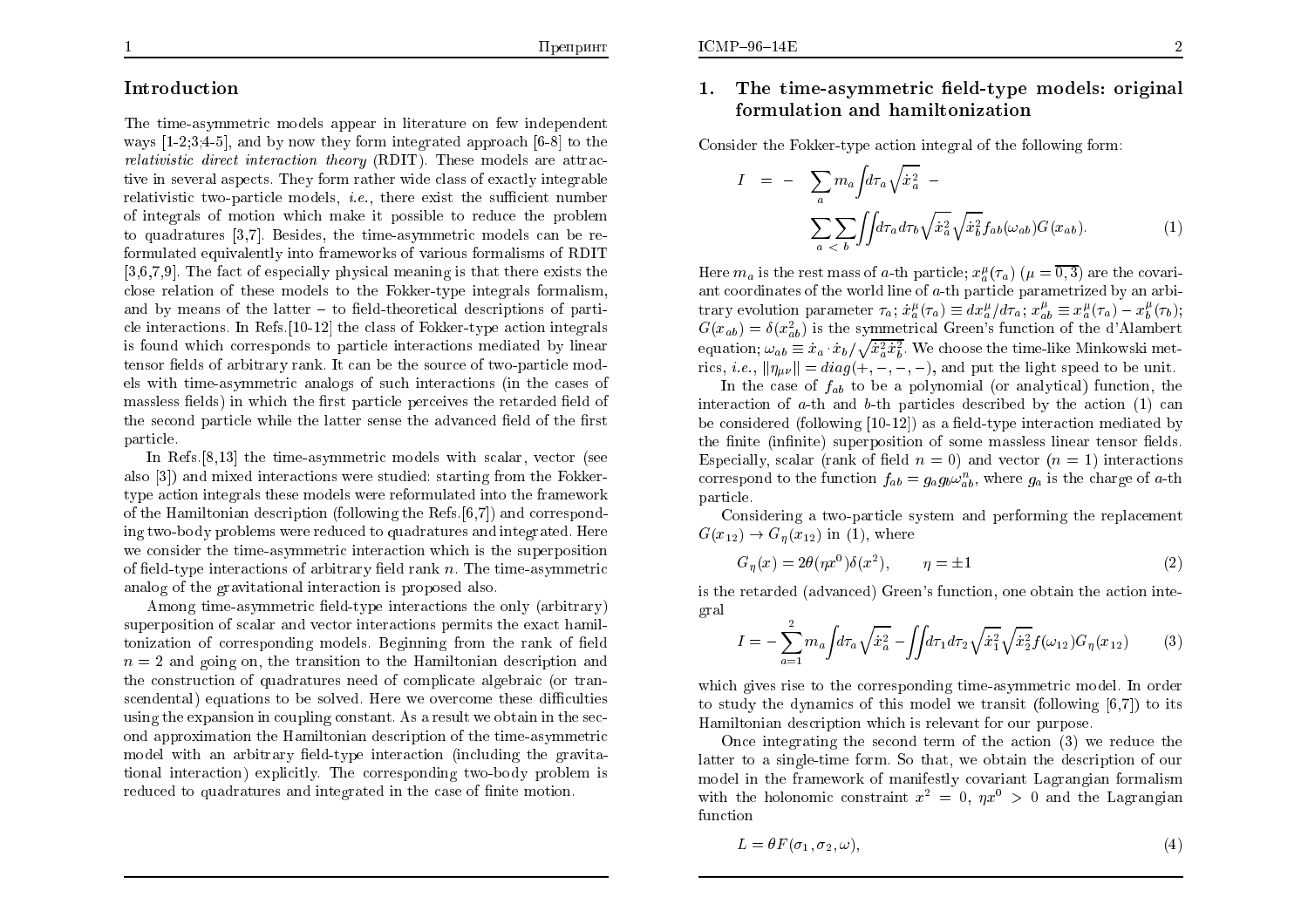## Introduction

The time-asymmetric models appear in literature on few independent ways [1-2;3;4-5], and by now they form integrated approach [6-8] to the *relativistic direct interaction theory* (RDIT). These models are attractive in several aspects. They form rather wide class of exactly integrable relativistic two-particle models, *i.e.*, there exist the sufficient number of integrals of motion which make it possible to reduce the problem to quadratures [3,7]. Besides, the time-asymmetric models can be reformulated equivalently into frameworks of various formalisms of RDIT [3,6,7,9]. The fact of especially physical meaning is that there exists the close relation of these models to the Fokker-type integrals formalism, and by means of the latter – to field-theoretical descriptions of particle interactions. In Refs.[10-12] the class of Fokker-type action integrals is found which corresponds to particle interactions mediated by linear tensor fields of arbitrary rank. It can be the source of two-particle models with time-asymmetric analogs of such interactions (in the cases of massless fields) in which the first particle perceives the retarded field of the second particle while the latter sense the advanced field of the first particle.

In Refs.[8,13] the time-asymmetric models with scalar, vector (see also [3]) and mixed interactions were studied: starting from the Fokker-type action integrals these models were reformulated into the framework of the Hamiltonian description (following the Refs.[6,7]) and corresponding two-body problems were reduced to quadratures and integrated. Here we consider the time-asymmetric interaction which is the superposition of field-type interactions of arbitrary field rank $n$. The time-asymmetric analog of the gravitational interaction is proposed also.

Among time-asymmetric field-type interactions the only (arbitrary) superposition of scalar and vector interactions permits the exact hamiltonization of corresponding models. Beginning from the rank of field $n = 2$ and going on, the transition to the Hamiltonian description and the construction of quadratures need of complicate algebraic (or transcendental) equations to be solved. Here we overcome these difficulties using the expansion in coupling constant. As a result we obtain in the second approximation the Hamiltonian description of the time-asymmetric model with an arbitrary field-type interaction (including the gravitational interaction) explicitly. The corresponding two-body problem is reduced to quadratures and integrated in the case of finite motion.

## 1. The time-asymmetric field-type models: original formulation and hamiltonization

Consider the Fokker-type action integral of the following form:

$$I = -\sum_a m_a \int d\tau_a \sqrt{\dot{x}_a^2} - \sum_{a<b}\sum \iint d\tau_a d\tau_b \sqrt{\dot{x}_a^2}\sqrt{\dot{x}_b^2} f_{ab}(\omega_{ab}) G(x_{ab}). \tag{1}$$

Here $m_a$ is the rest mass of $a$-th particle; $x_a^\mu(\tau_a)$ ($\mu = \overline{0,3}$) are the covariant coordinates of the world line of $a$-th particle parametrized by an arbitrary evolution parameter $\tau_a$; $\dot{x}_a^\mu(\tau_a) \equiv dx_a^\mu/d\tau_a$; $x_{ab}^\mu \equiv x_a^\mu(\tau_a) - x_b^\mu(\tau_b)$; $G(x_{ab}) = \delta(x_{ab}^2)$ is the symmetrical Green's function of the d'Alambert equation; $\omega_{ab} \equiv \dot{x}_a \cdot \dot{x}_b/\sqrt{\dot{x}_a^2 \dot{x}_b^2}$. We choose the time-like Minkowski metrics, *i.e.*, $\|\eta_{\mu\nu}\| = diag(+,-,-,-)$, and put the light speed to be unit.

In the case of $f_{ab}$ to be a polynomial (or analytical) function, the interaction of $a$-th and $b$-th particles described by the action (1) can be considered (following [10-12]) as a field-type interaction mediated by the finite (infinite) superposition of some massless linear tensor fields. Especially, scalar (rank of field $n = 0$) and vector ($n = 1$) interactions correspond to the function $f_{ab} = g_a g_b \omega_{ab}^n$, where $g_a$ is the charge of $a$-th particle.

Considering a two-particle system and performing the replacement $G(x_{12}) \to G_\eta(x_{12})$ in (1), where

$$G_\eta(x) = 2\theta(\eta x^0)\delta(x^2), \qquad \eta = \pm 1 \tag{2}$$

is the retarded (advanced) Green's function, one obtain the action integral

$$I = -\sum_{a=1}^{2} m_a \int d\tau_a \sqrt{\dot{x}_a^2} - \iint d\tau_1 d\tau_2 \sqrt{\dot{x}_1^2}\sqrt{\dot{x}_2^2} f(\omega_{12}) G_\eta(x_{12}) \tag{3}$$

which gives rise to the corresponding time-asymmetric model. In order to study the dynamics of this model we transit (following [6,7]) to its Hamiltonian description which is relevant for our purpose.

Once integrating the second term of the action (3) we reduce the latter to a single-time form. So that, we obtain the description of our model in the framework of manifestly covariant Lagrangian formalism with the holonomic constraint $x^2 = 0$, $\eta x^0 > 0$ and the Lagrangian function

$$L = \theta F(\sigma_1, \sigma_2, \omega), \tag{4}$$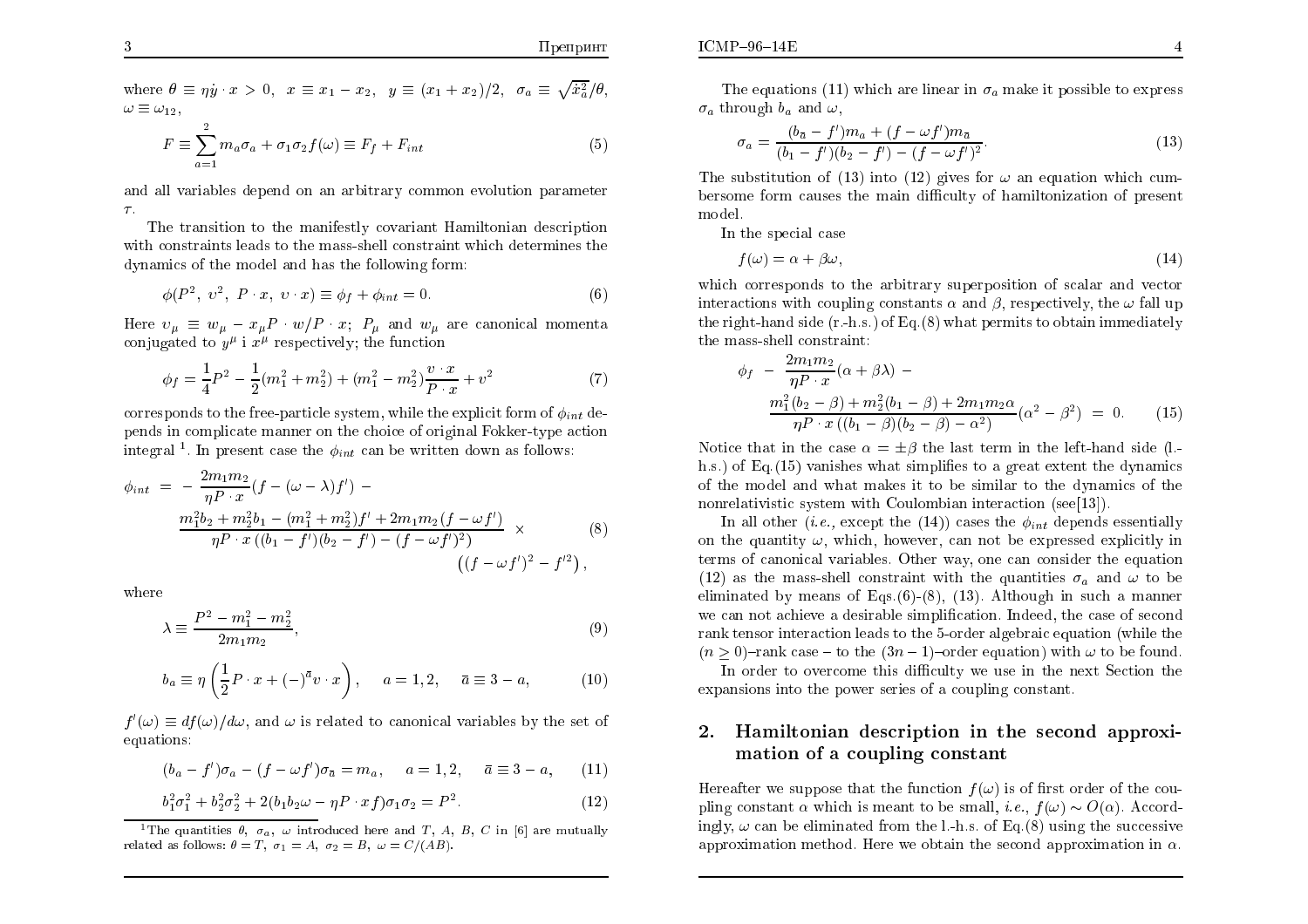where $\theta \equiv \eta \dot{y} \cdot x > 0$, $x \equiv x_1 - x_2$, $y \equiv (x_1 + x_2)/2$, $\sigma_a \equiv \sqrt{\dot{x}_a^2}/\theta$, $\omega \equiv \omega_{12}$,

$$F \equiv \sum_{a=1}^{2} m_a \sigma_a + \sigma_1 \sigma_2 f(\omega) \equiv F_f + F_{int} \tag{5}$$

and all variables depend on an arbitrary common evolution parameter $\tau$.

The transition to the manifestly covariant Hamiltonian description with constraints leads to the mass-shell constraint which determines the dynamics of the model and has the following form:

$$\phi(P^2,\ v^2,\ P \cdot x,\ v \cdot x) \equiv \phi_f + \phi_{int} = 0. \tag{6}$$

Here $v_\mu \equiv w_\mu - x_\mu P \cdot w / P \cdot x$; $P_\mu$ and $w_\mu$ are canonical momenta conjugated to $y^\mu$ i $x^\mu$ respectively; the function

$$\phi_f = \frac{1}{4}P^2 - \frac{1}{2}(m_1^2 + m_2^2) + (m_1^2 - m_2^2)\frac{v \cdot x}{P \cdot x} + v^2 \tag{7}$$

corresponds to the free-particle system, while the explicit form of $\phi_{int}$ depends in complicate manner on the choice of original Fokker-type action integral [1]. In present case the $\phi_{int}$ can be written down as follows:

$$\begin{aligned}\phi_{int} \ = \ & -\frac{2m_1 m_2}{\eta P \cdot x}(f - (\omega - \lambda)f') \ - \\ & \frac{m_1^2 b_2 + m_2^2 b_1 - (m_1^2 + m_2^2)f' + 2m_1 m_2 (f - \omega f')}{\eta P \cdot x\,((b_1 - f')(b_2 - f') - (f - \omega f')^2)} \ \times \\ & \qquad \left((f - \omega f')^2 - f'^2\right),\end{aligned} \tag{8}$$

where

$$\lambda \equiv \frac{P^2 - m_1^2 - m_2^2}{2m_1 m_2}, \tag{9}$$

$$b_a \equiv \eta\left(\frac{1}{2}P \cdot x + (-)^{\bar{a}} v \cdot x\right), \quad a = 1, 2, \quad \bar{a} \equiv 3 - a, \tag{10}$$

$f'(\omega) \equiv df(\omega)/d\omega$, and $\omega$ is related to canonical variables by the set of equations:

$$(b_a - f')\sigma_a - (f - \omega f')\sigma_{\bar{a}} = m_a, \quad a = 1, 2, \quad \bar{a} \equiv 3 - a, \tag{11}$$

$$b_1^2 \sigma_1^2 + b_2^2 \sigma_2^2 + 2(b_1 b_2 \omega - \eta P \cdot x f)\sigma_1 \sigma_2 = P^2. \tag{12}$$

[1] The quantities $\theta$, $\sigma_a$, $\omega$ introduced here and $T$, $A$, $B$, $C$ in [6] are mutually related as follows: $\theta = T$, $\sigma_1 = A$, $\sigma_2 = B$, $\omega = C/(AB)$.

The equations (11) which are linear in $\sigma_a$ make it possible to express $\sigma_a$ through $b_a$ and $\omega$,

$$\sigma_a = \frac{(b_{\bar{a}} - f')m_a + (f - \omega f')m_{\bar{a}}}{(b_1 - f')(b_2 - f') - (f - \omega f')^2}. \tag{13}$$

The substitution of (13) into (12) gives for $\omega$ an equation which cumbersome form causes the main difficulty of hamiltonization of present model.

In the special case

$$f(\omega) = \alpha + \beta\omega, \tag{14}$$

which corresponds to the arbitrary superposition of scalar and vector interactions with coupling constants $\alpha$ and $\beta$, respectively, the $\omega$ fall up the right-hand side (r.-h.s.) of Eq.(8) what permits to obtain immediately the mass-shell constraint:

$$\begin{aligned}\phi_f \ - \ & \frac{2m_1 m_2}{\eta P \cdot x}(\alpha + \beta\lambda) \ - \\ & \frac{m_1^2(b_2 - \beta) + m_2^2(b_1 - \beta) + 2m_1 m_2 \alpha}{\eta P \cdot x\,((b_1 - \beta)(b_2 - \beta) - \alpha^2)}(\alpha^2 - \beta^2) \ = \ 0.\end{aligned} \tag{15}$$

Notice that in the case $\alpha = \pm\beta$ the last term in the left-hand side (l.-h.s.) of Eq.(15) vanishes what simplifies to a great extent the dynamics of the model and what makes it to be similar to the dynamics of the nonrelativistic system with Coulombian interaction (see[13]).

In all other (*i.e.,* except the (14)) cases the $\phi_{int}$ depends essentially on the quantity $\omega$, which, however, can not be expressed explicitly in terms of canonical variables. Other way, one can consider the equation (12) as the mass-shell constraint with the quantities $\sigma_a$ and $\omega$ to be eliminated by means of Eqs.(6)-(8), (13). Although in such a manner we can not achieve a desirable simplification. Indeed, the case of second rank tensor interaction leads to the 5-order algebraic equation (while the $(n \geq 0)$–rank case – to the $(3n-1)$–order equation) with $\omega$ to be found.

In order to overcome this difficulty we use in the next Section the expansions into the power series of a coupling constant.

## 2. Hamiltonian description in the second approximation of a coupling constant

Hereafter we suppose that the function $f(\omega)$ is of first order of the coupling constant $\alpha$ which is meant to be small, *i.e.,* $f(\omega) \sim O(\alpha)$. Accordingly, $\omega$ can be eliminated from the l.-h.s. of Eq.(8) using the successive approximation method. Here we obtain the second approximation in $\alpha$.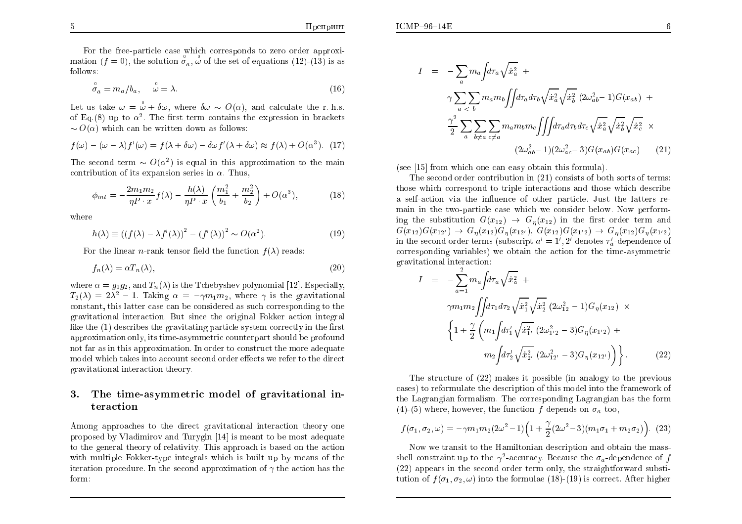For the free-particle case which corresponds to zero order approximation ($f=0$), the solution $\overset{0}{\sigma}_a, \overset{0}{\omega}$ of the set of equations (12)-(13) is as follows:

$$\overset{0}{\sigma}_a = m_a/b_a, \quad \overset{0}{\omega} = \lambda. \tag{16}$$

Let us take $\omega = \overset{0}{\omega} + \delta\omega$, where $\delta\omega \sim O(\alpha)$, and calculate the r.-h.s. of Eq.(8) up to $\alpha^2$. The first term contains the expression in brackets $\sim O(\alpha)$ which can be written down as follows:

$$f(\omega) - (\omega - \lambda)f'(\omega) = f(\lambda + \delta\omega) - \delta\omega f'(\lambda + \delta\omega) \approx f(\lambda) + O(\alpha^3). \tag{17}$$

The second term $\sim O(\alpha^2)$ is equal in this approximation to the main contribution of its expansion series in $\alpha$. Thus,

$$\phi_{int} = -\frac{2m_1m_2}{\eta P\cdot x}f(\lambda) - \frac{h(\lambda)}{\eta P\cdot x}\left(\frac{m_1^2}{b_1} + \frac{m_2^2}{b_2}\right) + O(\alpha^3), \tag{18}$$

where

$$h(\lambda) \equiv \left((f(\lambda) - \lambda f'(\lambda)\right)^2 - \left(f'(\lambda)\right)^2 \sim O(\alpha^2). \tag{19}$$

For the linear $n$-rank tensor field the function $f(\lambda)$ reads:

$$f_n(\lambda) = \alpha T_n(\lambda), \tag{20}$$

where $\alpha = g_1g_2$, and $T_n(\lambda)$ is the Tchebyshev polynomial [12]. Especially, $T_2(\lambda) = 2\lambda^2 - 1$. Taking $\alpha = -\gamma m_1m_2$, where $\gamma$ is the gravitational constant, this latter case can be considered as such corresponding to the gravitational interaction. But since the original Fokker action integral like the (1) describes the gravitating particle system correctly in the first approximation only, its time-asymmetric counterpart should be profound not far as in this approximation. In order to construct the more adequate model which takes into account second order effects we refer to the direct gravitational interaction theory.

## 3. The time-asymmetric model of gravitational interaction

Among approaches to the direct gravitational interaction theory one proposed by Vladimirov and Turygin [14] is meant to be most adequate to the general theory of relativity. This approach is based on the action with multiple Fokker-type integrals which is built up by means of the iteration procedure. In the second approximation of $\gamma$ the action has the form:

$$\begin{aligned}
I \;=\; & -\sum_a m_a \int d\tau_a \sqrt{\dot{x}_a^2} \;+ \\
& \gamma \sum_{a\,<\,b}\sum m_a m_b \iint d\tau_a d\tau_b \sqrt{\dot{x}_a^2}\sqrt{\dot{x}_b^2}\,(2\omega_{ab}^2 - 1)G(x_{ab}) \;+ \\
& \frac{\gamma^2}{2}\sum_a \sum_{b\neq a}\sum_{c\neq a} m_a m_b m_c \iiint d\tau_a d\tau_b d\tau_c \sqrt{\dot{x}_a^2}\sqrt{\dot{x}_b^2}\sqrt{\dot{x}_c^2} \;\times \\
& \qquad (2\omega_{ab}^2 - 1)(2\omega_{ac}^2 - 3)G(x_{ab})G(x_{ac})
\end{aligned} \tag{21}$$

(see [15] from which one can easy obtain this formula).

The second order contribution in (21) consists of both sorts of terms: those which correspond to triple interactions and those which describe a self-action via the influence of other particle. Just the latters remain in the two-particle case which we consider below. Now performing the substitution $G(x_{12}) \to G_\eta(x_{12})$ in the first order term and $G(x_{12})G(x_{12'}) \to G_\eta(x_{12})G_\eta(x_{12'})$, $G(x_{12})G(x_{1'2}) \to G_\eta(x_{12})G_\eta(x_{1'2})$ in the second order terms (subscript $a' = 1', 2'$ denotes $\tau_a'$-dependence of corresponding variables) we obtain the action for the time-asymmetric gravitational interaction:

$$\begin{aligned}
I \;=\; & -\sum_{a=1}^{2} m_a \int d\tau_a \sqrt{\dot{x}_a^2} \;+ \\
& \gamma m_1 m_2 \iint d\tau_1 d\tau_2 \sqrt{\dot{x}_1^2}\sqrt{\dot{x}_2^2}\,(2\omega_{12}^2 - 1)G_\eta(x_{12}) \;\times \\
& \left\{1 + \frac{\gamma}{2}\left(m_1 \int d\tau_1' \sqrt{\dot{x}_{1'}^2}\,(2\omega_{1'2}^2 - 3)G_\eta(x_{1'2}) \;+\right.\right. \\
& \qquad \left.\left. m_2 \int d\tau_2' \sqrt{\dot{x}_{2'}^2}\,(2\omega_{12'}^2 - 3)G_\eta(x_{12'})\right)\right\}.
\end{aligned} \tag{22}$$

The structure of (22) makes it possible (in analogy to the previous cases) to reformulate the description of this model into the framework of the Lagrangian formalism. The corresponding Lagrangian has the form (4)-(5) where, however, the function $f$ depends on $\sigma_a$ too,

$$f(\sigma_1, \sigma_2, \omega) = -\gamma m_1 m_2 (2\omega^2 - 1)\Big(1 + \frac{\gamma}{2}(2\omega^2 - 3)(m_1\sigma_1 + m_2\sigma_2)\Big). \tag{23}$$

Now we transit to the Hamiltonian description and obtain the mass-shell constraint up to the $\gamma^2$-accuracy. Because the $\sigma_a$-dependence of $f$ (22) appears in the second order term only, the straightforward substitution of $f(\sigma_1, \sigma_2, \omega)$ into the formulae (18)-(19) is correct. After higher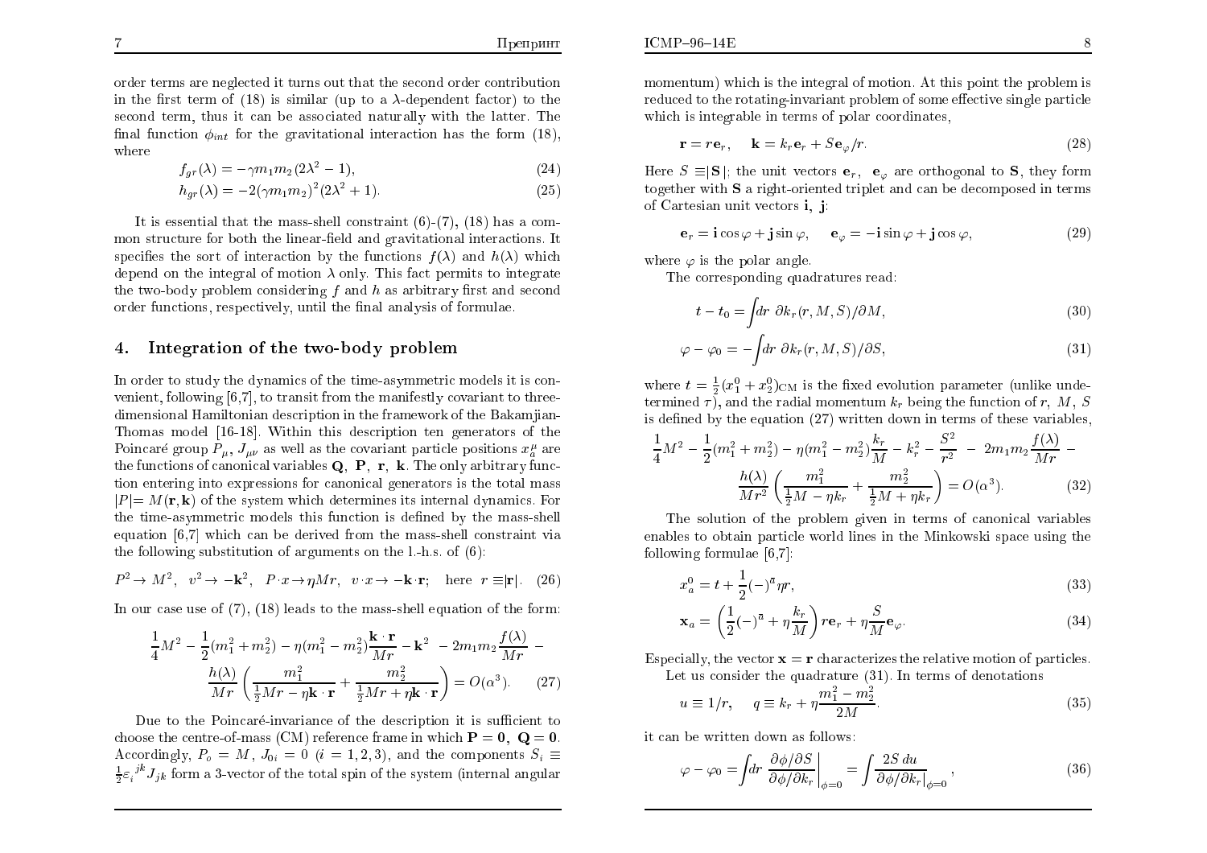order terms are neglected it turns out that the second order contribution in the first term of (18) is similar (up to a $\lambda$-dependent factor) to the second term, thus it can be associated naturally with the latter. The final function $\phi_{int}$ for the gravitational interaction has the form (18), where

$$f_{gr}(\lambda) = -\gamma m_1 m_2 (2\lambda^2 - 1), \tag{24}$$

$$h_{gr}(\lambda) = -2(\gamma m_1 m_2)^2 (2\lambda^2 + 1). \tag{25}$$

It is essential that the mass-shell constraint (6)-(7), (18) has a common structure for both the linear-field and gravitational interactions. It specifies the sort of interaction by the functions $f(\lambda)$ and $h(\lambda)$ which depend on the integral of motion $\lambda$ only. This fact permits to integrate the two-body problem considering $f$ and $h$ as arbitrary first and second order functions, respectively, until the final analysis of formulae.

## 4. Integration of the two-body problem

In order to study the dynamics of the time-asymmetric models it is convenient, following [6,7], to transit from the manifestly covariant to three-dimensional Hamiltonian description in the framework of the Bakamjian-Thomas model [16-18]. Within this description ten generators of the Poincaré group $P_\mu$, $J_{\mu\nu}$ as well as the covariant particle positions $x_a^\mu$ are the functions of canonical variables $\mathbf{Q}$, $\mathbf{P}$, $\mathbf{r}$, $\mathbf{k}$. The only arbitrary function entering into expressions for canonical generators is the total mass $|P| = M(\mathbf{r}, \mathbf{k})$ of the system which determines its internal dynamics. For the time-asymmetric models this function is defined by the mass-shell equation [6,7] which can be derived from the mass-shell constraint via the following substitution of arguments on the l.-h.s. of (6):

$$P^2 \to M^2, \quad v^2 \to -\mathbf{k}^2, \quad P \cdot x \to \eta M r, \quad v \cdot x \to -\mathbf{k} \cdot \mathbf{r}; \quad \text{here } r \equiv |\mathbf{r}|. \tag{26}$$

In our case use of (7), (18) leads to the mass-shell equation of the form:

$$\frac{1}{4}M^2 - \frac{1}{2}(m_1^2 + m_2^2) - \eta(m_1^2 - m_2^2)\frac{\mathbf{k}\cdot\mathbf{r}}{Mr} - \mathbf{k}^2 - 2m_1 m_2 \frac{f(\lambda)}{Mr} - \frac{h(\lambda)}{Mr}\left(\frac{m_1^2}{\frac{1}{2}Mr - \eta\mathbf{k}\cdot\mathbf{r}} + \frac{m_2^2}{\frac{1}{2}Mr + \eta\mathbf{k}\cdot\mathbf{r}}\right) = O(\alpha^3). \tag{27}$$

Due to the Poincaré-invariance of the description it is sufficient to choose the centre-of-mass (CM) reference frame in which $\mathbf{P} = \mathbf{0}$, $\mathbf{Q} = \mathbf{0}$. Accordingly, $P_o = M$, $J_{0i} = 0$ $(i = 1, 2, 3)$, and the components $S_i \equiv \frac{1}{2}\varepsilon_i{}^{jk} J_{jk}$ form a 3-vector of the total spin of the system (internal angular momentum) which is the integral of motion. At this point the problem is reduced to the rotating-invariant problem of some effective single particle which is integrable in terms of polar coordinates,

$$\mathbf{r} = r\mathbf{e}_r, \quad \mathbf{k} = k_r \mathbf{e}_r + S\mathbf{e}_\varphi / r. \tag{28}$$

Here $S \equiv |\mathbf{S}|$; the unit vectors $\mathbf{e}_r$, $\mathbf{e}_\varphi$ are orthogonal to $\mathbf{S}$, they form together with $\mathbf{S}$ a right-oriented triplet and can be decomposed in terms of Cartesian unit vectors $\mathbf{i}$, $\mathbf{j}$:

$$\mathbf{e}_r = \mathbf{i}\cos\varphi + \mathbf{j}\sin\varphi, \quad \mathbf{e}_\varphi = -\mathbf{i}\sin\varphi + \mathbf{j}\cos\varphi, \tag{29}$$

where $\varphi$ is the polar angle.

The corresponding quadratures read:

$$t - t_0 = \int dr \ \partial k_r(r, M, S)/\partial M, \tag{30}$$

$$\varphi - \varphi_0 = -\int dr \ \partial k_r(r, M, S)/\partial S, \tag{31}$$

where $t = \frac{1}{2}(x_1^0 + x_2^0)_{\rm CM}$ is the fixed evolution parameter (unlike undetermined $\tau$), and the radial momentum $k_r$ being the function of $r$, $M$, $S$ is defined by the equation (27) written down in terms of these variables,

$$\frac{1}{4}M^2 - \frac{1}{2}(m_1^2 + m_2^2) - \eta(m_1^2 - m_2^2)\frac{k_r}{M} - k_r^2 - \frac{S^2}{r^2} - 2m_1 m_2 \frac{f(\lambda)}{Mr} - \frac{h(\lambda)}{Mr^2}\left(\frac{m_1^2}{\frac{1}{2}M - \eta k_r} + \frac{m_2^2}{\frac{1}{2}M + \eta k_r}\right) = O(\alpha^3). \tag{32}$$

The solution of the problem given in terms of canonical variables enables to obtain particle world lines in the Minkowski space using the following formulae [6,7]:

$$x_a^0 = t + \frac{1}{2}(-)^{\bar{a}}\eta r, \tag{33}$$

$$\mathbf{x}_a = \left(\frac{1}{2}(-)^{\bar{a}} + \eta\frac{k_r}{M}\right) r\mathbf{e}_r + \eta\frac{S}{M}\mathbf{e}_\varphi. \tag{34}$$

Especially, the vector $\mathbf{x} = \mathbf{r}$ characterizes the relative motion of particles.

Let us consider the quadrature (31). In terms of denotations

$$u \equiv 1/r, \quad q \equiv k_r + \eta\frac{m_1^2 - m_2^2}{2M}. \tag{35}$$

it can be written down as follows:

$$\varphi - \varphi_0 = \int dr \ \frac{\partial\phi/\partial S}{\partial\phi/\partial k_r}\bigg|_{\phi=0} = \int \frac{2S\,du}{\partial\phi/\partial k_r|_{\phi=0}}, \tag{36}$$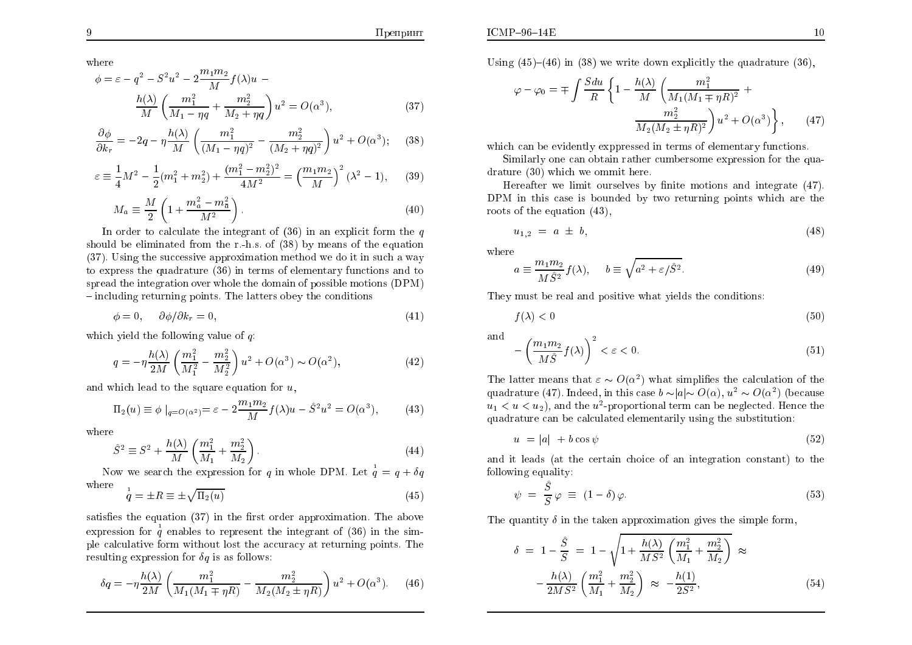where

$$\phi = \varepsilon - q^2 - S^2u^2 - 2\frac{m_1m_2}{M}f(\lambda)u - \frac{h(\lambda)}{M}\left(\frac{m_1^2}{M_1 - \eta q} + \frac{m_2^2}{M_2 + \eta q}\right)u^2 = O(\alpha^3), \tag{37}$$

$$\frac{\partial \phi}{\partial k_r} = -2q - \eta\frac{h(\lambda)}{M}\left(\frac{m_1^2}{(M_1 - \eta q)^2} - \frac{m_2^2}{(M_2 + \eta q)^2}\right)u^2 + O(\alpha^3); \tag{38}$$

$$\varepsilon \equiv \frac{1}{4}M^2 - \frac{1}{2}(m_1^2 + m_2^2) + \frac{(m_1^2 - m_2^2)^2}{4M^2} = \left(\frac{m_1m_2}{M}\right)^2(\lambda^2 - 1), \tag{39}$$

$$M_a \equiv \frac{M}{2}\left(1 + \frac{m_a^2 - m_{\bar{a}}^2}{M^2}\right). \tag{40}$$

In order to calculate the integrant of (36) in an explicit form the $q$ should be eliminated from the r.-h.s. of (38) by means of the equation (37). Using the successive approximation method we do it in such a way to express the quadrature (36) in terms of elementary functions and to spread the integration over whole the domain of possible motions (DPM) – including returning points. The latters obey the conditions

$$\phi = 0, \quad \partial\phi/\partial k_r = 0, \tag{41}$$

which yield the following value of $q$:

$$q = -\eta\frac{h(\lambda)}{2M}\left(\frac{m_1^2}{M_1^2} - \frac{m_2^2}{M_2^2}\right)u^2 + O(\alpha^3) \sim O(\alpha^2), \tag{42}$$

and which lead to the square equation for $u$,

$$\Pi_2(u) \equiv \phi\mid_{q=O(\alpha^2)} = \varepsilon - 2\frac{m_1m_2}{M}f(\lambda)u - \hat{S}^2u^2 = O(\alpha^3), \tag{43}$$

where

$$\hat{S}^2 \equiv S^2 + \frac{h(\lambda)}{M}\left(\frac{m_1^2}{M_1} + \frac{m_2^2}{M_2}\right). \tag{44}$$

Now we search the expression for $q$ in whole DPM. Let $\overset{1}{q} = q + \delta q$ where

$$\overset{1}{q} = \pm R \equiv \pm\sqrt{\Pi_2(u)} \tag{45}$$

satisfies the equation (37) in the first order approximation. The above expression for $\overset{1}{q}$ enables to represent the integrant of (36) in the simple calculative form without lost the accuracy at returning points. The resulting expression for $\delta q$ is as follows:

$$\delta q = -\eta\frac{h(\lambda)}{2M}\left(\frac{m_1^2}{M_1(M_1 \mp \eta R)} - \frac{m_2^2}{M_2(M_2 \pm \eta R)}\right)u^2 + O(\alpha^3). \tag{46}$$

Using (45)–(46) in (38) we write down explicitly the quadrature (36),

$$\varphi - \varphi_0 = \mp\int\frac{S\,du}{R}\left\{1 - \frac{h(\lambda)}{M}\left(\frac{m_1^2}{M_1(M_1 \mp \eta R)^2} + \frac{m_2^2}{M_2(M_2 \pm \eta R)^2}\right)u^2 + O(\alpha^3)\right\}, \tag{47}$$

which can be evidently exppressed in terms of elementary functions.

Similarly one can obtain rather cumbersome expression for the quadrature (30) which we ommit here.

Hereafter we limit ourselves by finite motions and integrate (47). DPM in this case is bounded by two returning points which are the roots of the equation (43),

$$u_{1,2} = a \pm b, \tag{48}$$

where

$$a \equiv \frac{m_1m_2}{M\hat{S}^2}f(\lambda), \quad b \equiv \sqrt{a^2 + \varepsilon/\hat{S}^2}. \tag{49}$$

They must be real and positive what yields the conditions:

$$f(\lambda) < 0 \tag{50}$$

and

$$-\left(\frac{m_1m_2}{M\hat{S}}f(\lambda)\right)^2 < \varepsilon < 0. \tag{51}$$

The latter means that $\varepsilon \sim O(\alpha^2)$ what simplifies the calculation of the quadrature (47). Indeed, in this case $b \sim |a| \sim O(\alpha)$, $u^2 \sim O(\alpha^2)$ (because $u_1 < u < u_2$), and the $u^2$-proportional term can be neglected. Hence the quadrature can be calculated elementarily using the substitution:

$$u = |a| + b\cos\psi \tag{52}$$

and it leads (at the certain choice of an integration constant) to the following equality:

$$\psi = \frac{\hat{S}}{S}\varphi \equiv (1 - \delta)\varphi. \tag{53}$$

The quantity $\delta$ in the taken approximation gives the simple form,

$$\delta = 1 - \frac{\hat{S}}{S} = 1 - \sqrt{1 + \frac{h(\lambda)}{MS^2}\left(\frac{m_1^2}{M_1} + \frac{m_2^2}{M_2}\right)} \approx -\frac{h(\lambda)}{2MS^2}\left(\frac{m_1^2}{M_1} + \frac{m_2^2}{M_2}\right) \approx -\frac{h(1)}{2S^2}, \tag{54}$$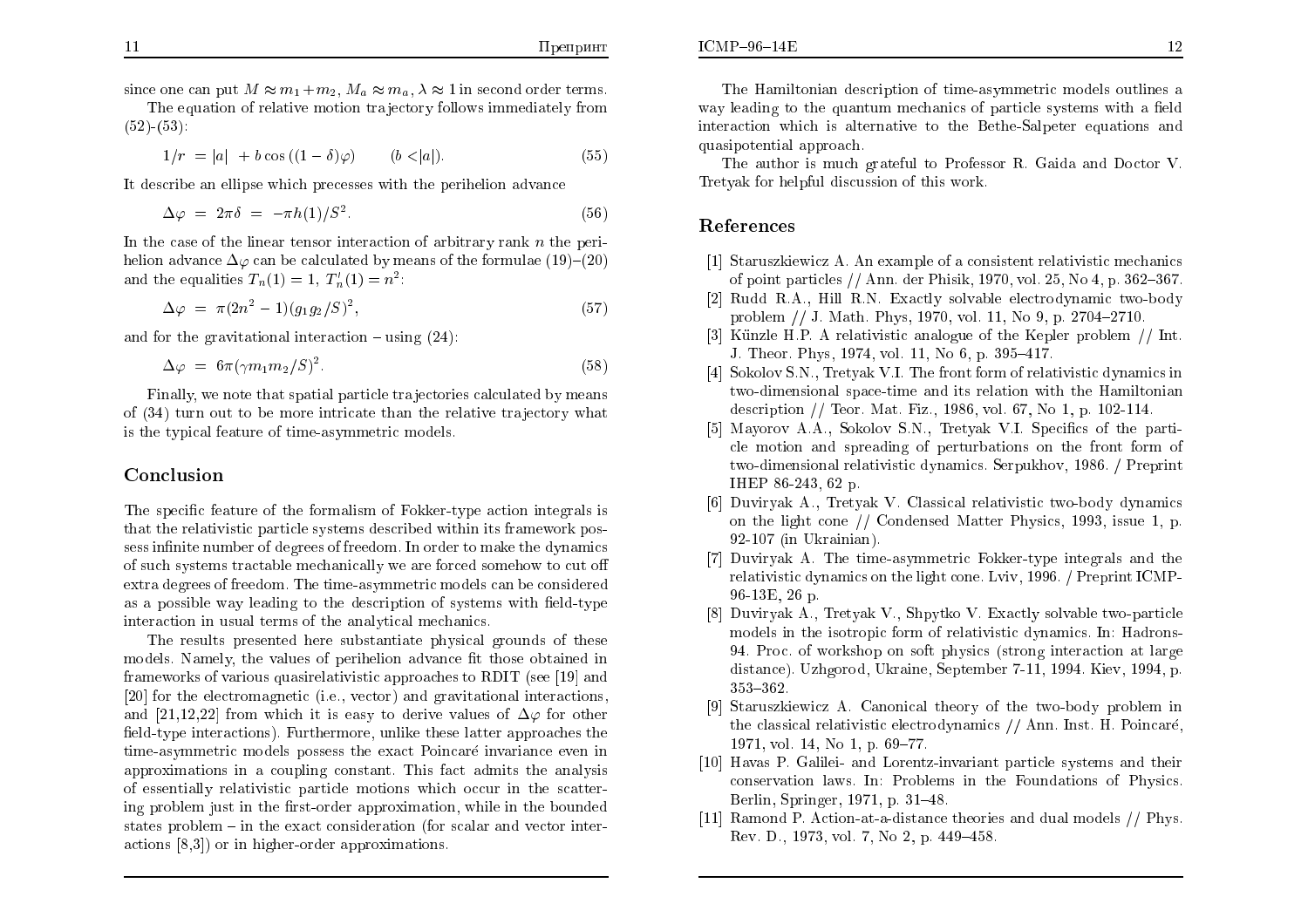since one can put $M \approx m_1 + m_2$, $M_a \approx m_a$, $\lambda \approx 1$ in second order terms.

The equation of relative motion trajectory follows immediately from (52)-(53):

$$1/r \ = |a| \ + b\cos\left((1-\delta)\varphi\right) \qquad (b < |a|). \tag{55}$$

It describe an ellipse which precesses with the perihelion advance

$$\Delta\varphi \ = \ 2\pi\delta \ = \ -\pi h(1)/S^2. \tag{56}$$

In the case of the linear tensor interaction of arbitrary rank $n$ the perihelion advance $\Delta\varphi$ can be calculated by means of the formulae (19)–(20) and the equalities $T_n(1) = 1$, $T_n'(1) = n^2$:

$$\Delta\varphi \ = \ \pi(2n^2 - 1)(g_1 g_2/S)^2, \tag{57}$$

and for the gravitational interaction – using (24):

$$\Delta\varphi \ = \ 6\pi(\gamma m_1 m_2/S)^2. \tag{58}$$

Finally, we note that spatial particle trajectories calculated by means of (34) turn out to be more intricate than the relative trajectory what is the typical feature of time-asymmetric models.

## Conclusion

The specific feature of the formalism of Fokker-type action integrals is that the relativistic particle systems described within its framework possess infinite number of degrees of freedom. In order to make the dynamics of such systems tractable mechanically we are forced somehow to cut off extra degrees of freedom. The time-asymmetric models can be considered as a possible way leading to the description of systems with field-type interaction in usual terms of the analytical mechanics.

The results presented here substantiate physical grounds of these models. Namely, the values of perihelion advance fit those obtained in frameworks of various quasirelativistic approaches to RDIT (see [19] and [20] for the electromagnetic (i.e., vector) and gravitational interactions, and [21,12,22] from which it is easy to derive values of $\Delta\varphi$ for other field-type interactions). Furthermore, unlike these latter approaches the time-asymmetric models possess the exact Poincaré invariance even in approximations in a coupling constant. This fact admits the analysis of essentially relativistic particle motions which occur in the scattering problem just in the first-order approximation, while in the bounded states problem – in the exact consideration (for scalar and vector interactions [8,3]) or in higher-order approximations.

The Hamiltonian description of time-asymmetric models outlines a way leading to the quantum mechanics of particle systems with a field interaction which is alternative to the Bethe-Salpeter equations and quasipotential approach.

The author is much grateful to Professor R. Gaida and Doctor V. Tretyak for helpful discussion of this work.

## References

[1] Staruszkiewicz A. An example of a consistent relativistic mechanics of point particles // Ann. der Phisik, 1970, vol. 25, No 4, p. 362–367.

[2] Rudd R.A., Hill R.N. Exactly solvable electrodynamic two-body problem // J. Math. Phys, 1970, vol. 11, No 9, p. 2704–2710.

[3] Künzle H.P. A relativistic analogue of the Kepler problem // Int. J. Theor. Phys, 1974, vol. 11, No 6, p. 395–417.

[4] Sokolov S.N., Tretyak V.I. The front form of relativistic dynamics in two-dimensional space-time and its relation with the Hamiltonian description // Teor. Mat. Fiz., 1986, vol. 67, No 1, p. 102-114.

[5] Mayorov A.A., Sokolov S.N., Tretyak V.I. Specifics of the particle motion and spreading of perturbations on the front form of two-dimensional relativistic dynamics. Serpukhov, 1986. / Preprint IHEP 86-243, 62 p.

[6] Duviryak A., Tretyak V. Classical relativistic two-body dynamics on the light cone // Condensed Matter Physics, 1993, issue 1, p. 92-107 (in Ukrainian).

[7] Duviryak A. The time-asymmetric Fokker-type integrals and the relativistic dynamics on the light cone. Lviv, 1996. / Preprint ICMP-96-13E, 26 p.

[8] Duviryak A., Tretyak V., Shpytko V. Exactly solvable two-particle models in the isotropic form of relativistic dynamics. In: Hadrons-94. Proc. of workshop on soft physics (strong interaction at large distance). Uzhgorod, Ukraine, September 7-11, 1994. Kiev, 1994, p. 353–362.

[9] Staruszkiewicz A. Canonical theory of the two-body problem in the classical relativistic electrodynamics // Ann. Inst. H. Poincaré, 1971, vol. 14, No 1, p. 69–77.

[10] Havas P. Galilei- and Lorentz-invariant particle systems and their conservation laws. In: Problems in the Foundations of Physics. Berlin, Springer, 1971, p. 31–48.

[11] Ramond P. Action-at-a-distance theories and dual models // Phys. Rev. D., 1973, vol. 7, No 2, p. 449–458.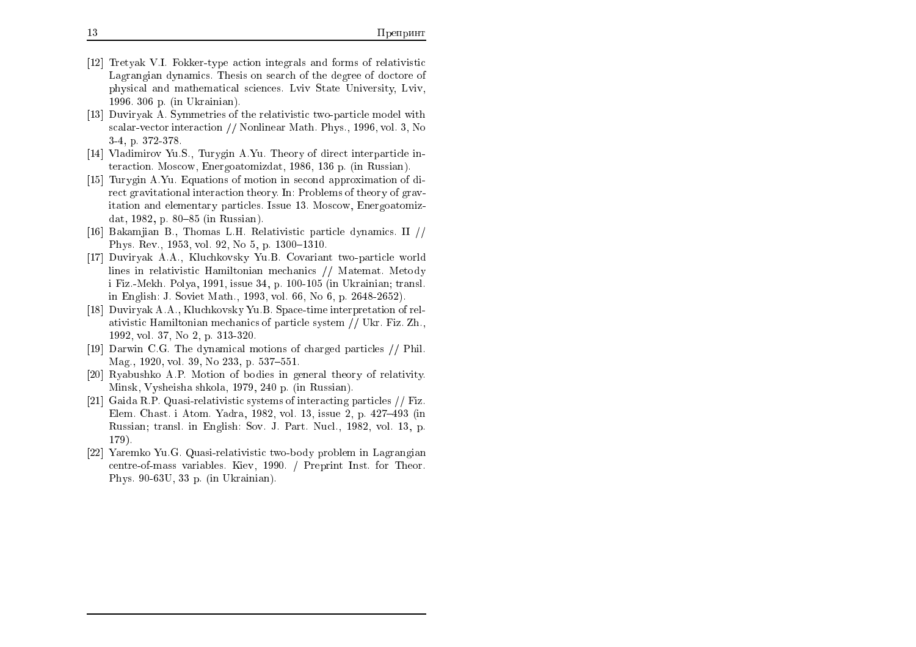[12] Tretyak V.I. Fokker-type action integrals and forms of relativistic Lagrangian dynamics. Thesis on search of the degree of doctore of physical and mathematical sciences. Lviv State University, Lviv, 1996. 306 p. (in Ukrainian).

[13] Duviryak A. Symmetries of the relativistic two-particle model with scalar-vector interaction // Nonlinear Math. Phys., 1996, vol. 3, No 3-4, p. 372-378.

[14] Vladimirov Yu.S., Turygin A.Yu. Theory of direct interparticle interaction. Moscow, Energoatomizdat, 1986, 136 p. (in Russian).

[15] Turygin A.Yu. Equations of motion in second approximation of direct gravitational interaction theory. In: Problems of theory of gravitation and elementary particles. Issue 13. Moscow, Energoatomizdat, 1982, p. 80–85 (in Russian).

[16] Bakamjian B., Thomas L.H. Relativistic particle dynamics. II // Phys. Rev., 1953, vol. 92, No 5, p. 1300–1310.

[17] Duviryak A.A., Kluchkovsky Yu.B. Covariant two-particle world lines in relativistic Hamiltonian mechanics // Matemat. Metody i Fiz.-Mekh. Polya, 1991, issue 34, p. 100-105 (in Ukrainian; transl. in English: J. Soviet Math., 1993, vol. 66, No 6, p. 2648-2652).

[18] Duviryak A.A., Kluchkovsky Yu.B. Space-time interpretation of relativistic Hamiltonian mechanics of particle system // Ukr. Fiz. Zh., 1992, vol. 37, No 2, p. 313-320.

[19] Darwin C.G. The dynamical motions of charged particles // Phil. Mag., 1920, vol. 39, No 233, p. 537–551.

[20] Ryabushko A.P. Motion of bodies in general theory of relativity. Minsk, Vysheisha shkola, 1979, 240 p. (in Russian).

[21] Gaida R.P. Quasi-relativistic systems of interacting particles // Fiz. Elem. Chast. i Atom. Yadra, 1982, vol. 13, issue 2, p. 427–493 (in Russian; transl. in English: Sov. J. Part. Nucl., 1982, vol. 13, p. 179).

[22] Yaremko Yu.G. Quasi-relativistic two-body problem in Lagrangian centre-of-mass variables. Kiev, 1990. / Preprint Inst. for Theor. Phys. 90-63U, 33 p. (in Ukrainian).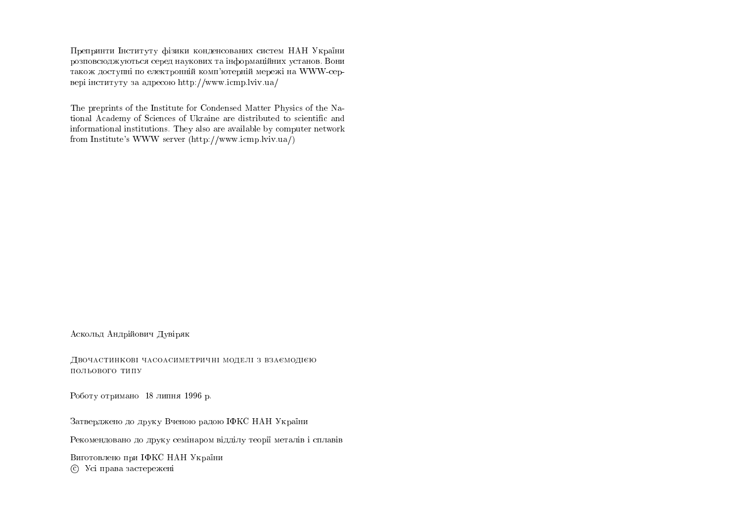Препринти Інституту фізики конденсованих систем НАН України розповсюджуються серед наукових та інформаційних установ. Вони також доступні по електронній комп'ютерній мережі на WWW-сервері інституту за адресою http://www.icmp.lviv.ua/

The preprints of the Institute for Condensed Matter Physics of the National Academy of Sciences of Ukraine are distributed to scientific and informational institutions. They also are available by computer network from Institute's WWW server (http://www.icmp.lviv.ua/)

Аскольд Андрійович Дувіряк

Двочастинкові часоасиметричні моделі з взаємодією польового типу

Роботу отримано 18 липня 1996 р.

Затверджено до друку Вченою радою ІФКС НАН України

Рекомендовано до друку семінаром відділу теорії металів і сплавів

Виготовлено при ІФКС НАН України
© Усі права застережені